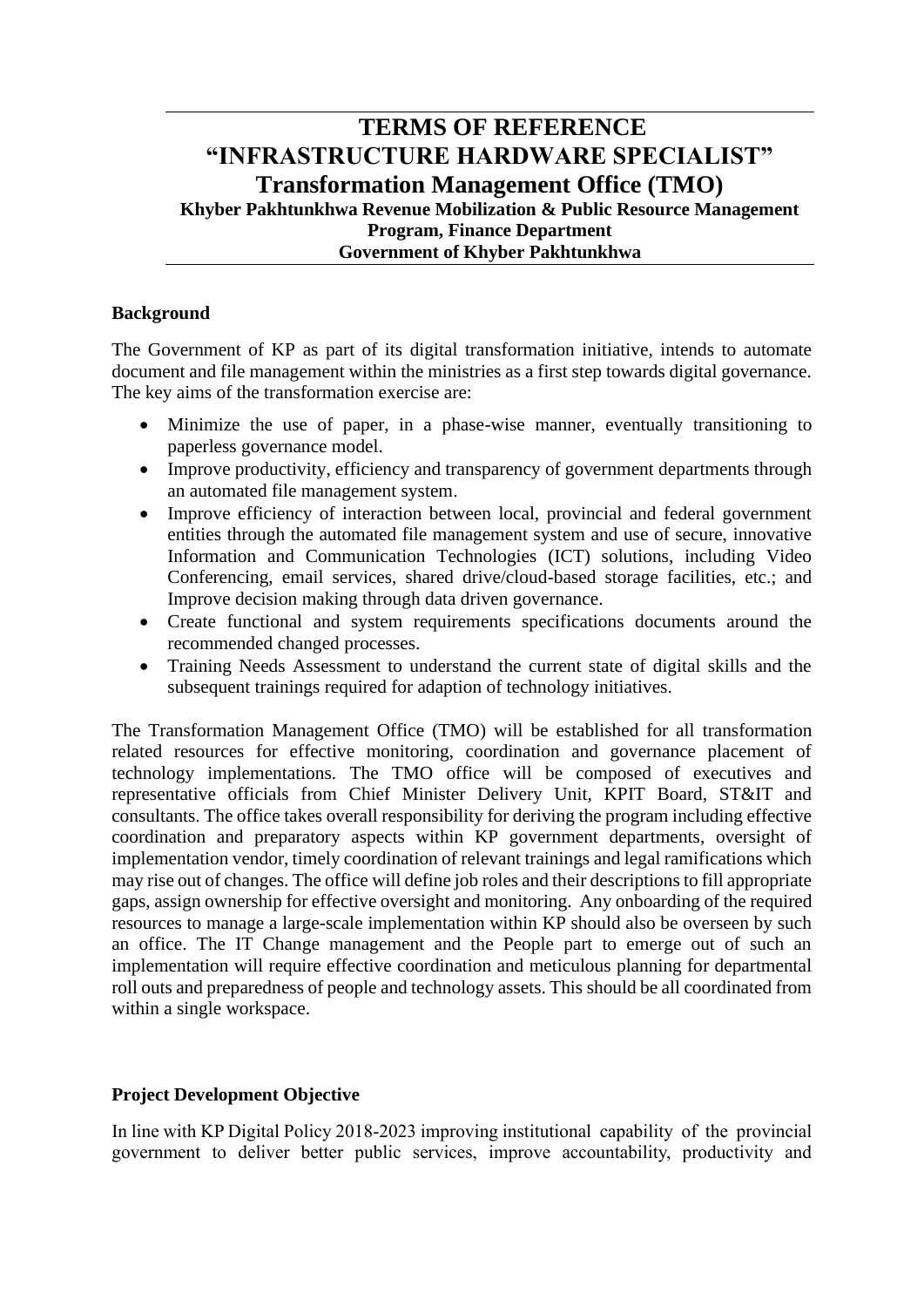# TERMS OF REFERENCE
# "INFRASTRUCTURE HARDWARE SPECIALIST"
## Transformation Management Office (TMO)
### Khyber Pakhtunkhwa Revenue Mobilization & Public Resource Management Program, Finance Department
### Government of Khyber Pakhtunkhwa

**Background**

The Government of KP as part of its digital transformation initiative, intends to automate document and file management within the ministries as a first step towards digital governance. The key aims of the transformation exercise are:

- Minimize the use of paper, in a phase-wise manner, eventually transitioning to paperless governance model.
- Improve productivity, efficiency and transparency of government departments through an automated file management system.
- Improve efficiency of interaction between local, provincial and federal government entities through the automated file management system and use of secure, innovative Information and Communication Technologies (ICT) solutions, including Video Conferencing, email services, shared drive/cloud-based storage facilities, etc.; and Improve decision making through data driven governance.
- Create functional and system requirements specifications documents around the recommended changed processes.
- Training Needs Assessment to understand the current state of digital skills and the subsequent trainings required for adaption of technology initiatives.

The Transformation Management Office (TMO) will be established for all transformation related resources for effective monitoring, coordination and governance placement of technology implementations. The TMO office will be composed of executives and representative officials from Chief Minister Delivery Unit, KPIT Board, ST&IT and consultants. The office takes overall responsibility for deriving the program including effective coordination and preparatory aspects within KP government departments, oversight of implementation vendor, timely coordination of relevant trainings and legal ramifications which may rise out of changes. The office will define job roles and their descriptions to fill appropriate gaps, assign ownership for effective oversight and monitoring. Any onboarding of the required resources to manage a large-scale implementation within KP should also be overseen by such an office. The IT Change management and the People part to emerge out of such an implementation will require effective coordination and meticulous planning for departmental roll outs and preparedness of people and technology assets. This should be all coordinated from within a single workspace.

**Project Development Objective**

In line with KP Digital Policy 2018-2023 improving institutional capability of the provincial government to deliver better public services, improve accountability, productivity and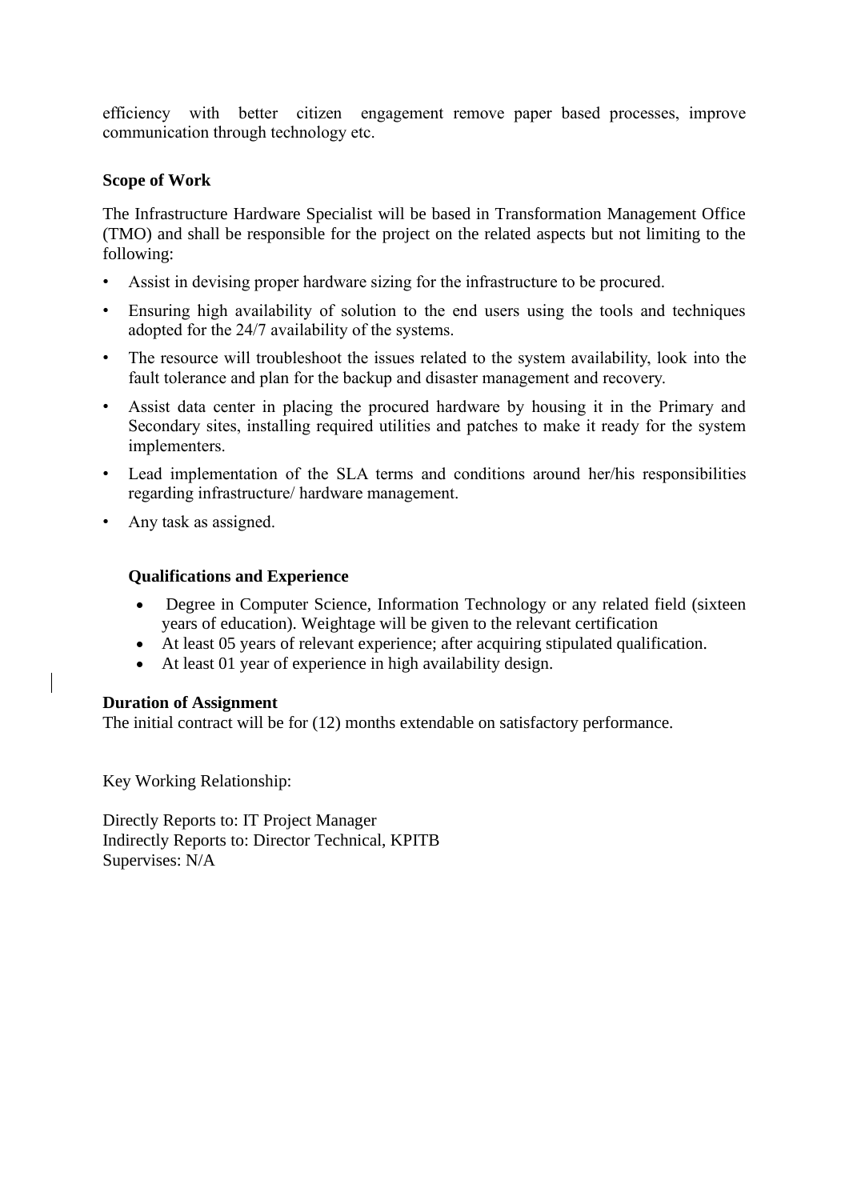efficiency with better citizen engagement remove paper based processes, improve communication through technology etc.

**Scope of Work**

The Infrastructure Hardware Specialist will be based in Transformation Management Office (TMO) and shall be responsible for the project on the related aspects but not limiting to the following:

- Assist in devising proper hardware sizing for the infrastructure to be procured.
- Ensuring high availability of solution to the end users using the tools and techniques adopted for the 24/7 availability of the systems.
- The resource will troubleshoot the issues related to the system availability, look into the fault tolerance and plan for the backup and disaster management and recovery.
- Assist data center in placing the procured hardware by housing it in the Primary and Secondary sites, installing required utilities and patches to make it ready for the system implementers.
- Lead implementation of the SLA terms and conditions around her/his responsibilities regarding infrastructure/ hardware management.
- Any task as assigned.

**Qualifications and Experience**

- Degree in Computer Science, Information Technology or any related field (sixteen years of education). Weightage will be given to the relevant certification
- At least 05 years of relevant experience; after acquiring stipulated qualification.
- At least 01 year of experience in high availability design.

**Duration of Assignment**

The initial contract will be for (12) months extendable on satisfactory performance.

Key Working Relationship:

Directly Reports to: IT Project Manager
Indirectly Reports to: Director Technical, KPITB
Supervises: N/A